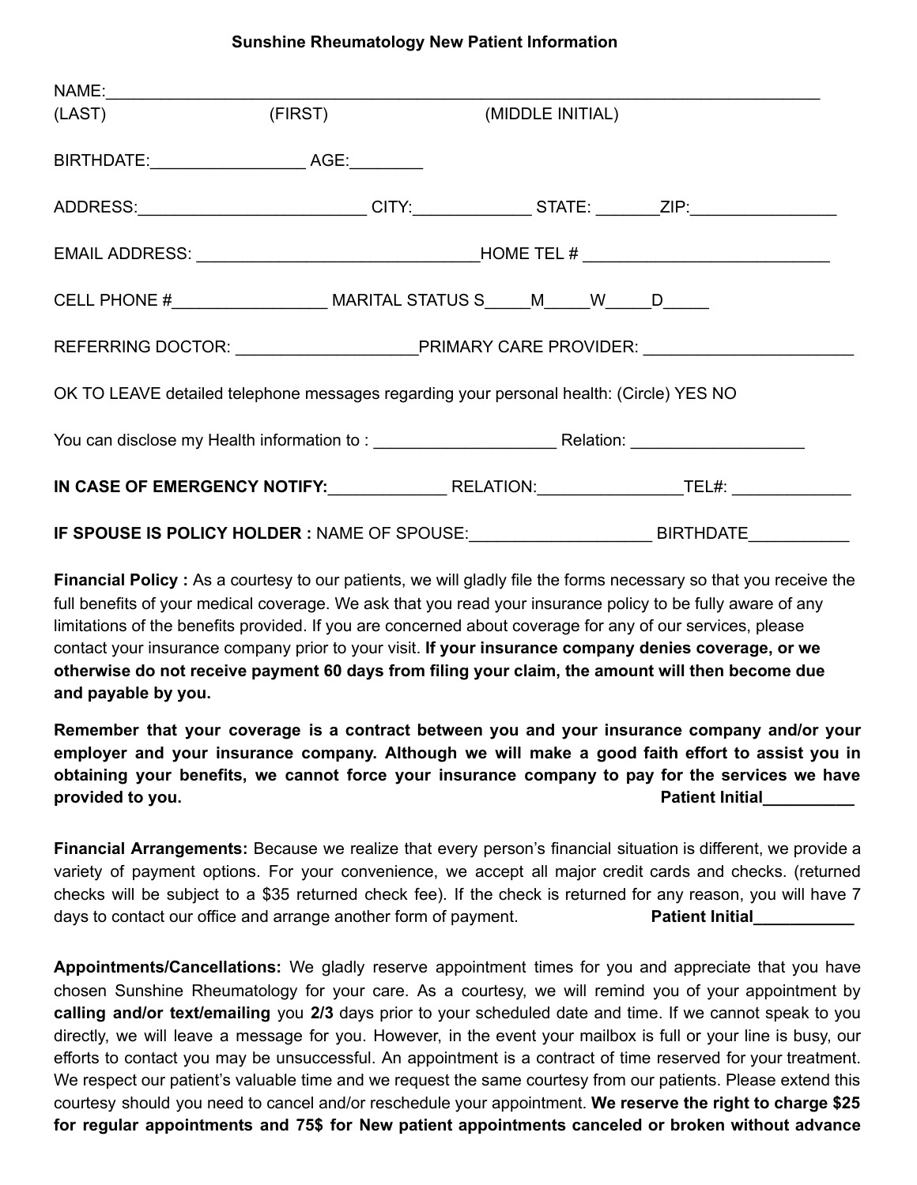# Sunshine Rheumatology New Patient Information

NAME:_______________________________________________________________________________
(LAST) (FIRST) (MIDDLE INITIAL)

BIRTHDATE:_________________ AGE:________

ADDRESS:_________________________ CITY:_____________ STATE: _______ZIP:________________

EMAIL ADDRESS: ______________________________HOME TEL # __________________________

CELL PHONE #_________________ MARITAL STATUS S_____M_____W_____D_____

REFERRING DOCTOR: ___________________PRIMARY CARE PROVIDER: ______________________

OK TO LEAVE detailed telephone messages regarding your personal health: (Circle) YES NO

You can disclose my Health information to : ____________________ Relation: ___________________

**IN CASE OF EMERGENCY NOTIFY:**_____________ RELATION:________________TEL#: _____________

**IF SPOUSE IS POLICY HOLDER :** NAME OF SPOUSE:____________________ BIRTHDATE___________

**Financial Policy :** As a courtesy to our patients, we will gladly file the forms necessary so that you receive the full benefits of your medical coverage. We ask that you read your insurance policy to be fully aware of any limitations of the benefits provided. If you are concerned about coverage for any of our services, please contact your insurance company prior to your visit. **If your insurance company denies coverage, or we otherwise do not receive payment 60 days from filing your claim, the amount will then become due and payable by you.**

**Remember that your coverage is a contract between you and your insurance company and/or your employer and your insurance company. Although we will make a good faith effort to assist you in obtaining your benefits, we cannot force your insurance company to pay for the services we have provided to you.** **Patient Initial__________**

**Financial Arrangements:** Because we realize that every person's financial situation is different, we provide a variety of payment options. For your convenience, we accept all major credit cards and checks. (returned checks will be subject to a $35 returned check fee). If the check is returned for any reason, you will have 7 days to contact our office and arrange another form of payment. **Patient Initial___________**

**Appointments/Cancellations:** We gladly reserve appointment times for you and appreciate that you have chosen Sunshine Rheumatology for your care. As a courtesy, we will remind you of your appointment by **calling and/or text/emailing** you **2/3** days prior to your scheduled date and time. If we cannot speak to you directly, we will leave a message for you. However, in the event your mailbox is full or your line is busy, our efforts to contact you may be unsuccessful. An appointment is a contract of time reserved for your treatment. We respect our patient's valuable time and we request the same courtesy from our patients. Please extend this courtesy should you need to cancel and/or reschedule your appointment. **We reserve the right to charge $25 for regular appointments and 75$ for New patient appointments canceled or broken without advance**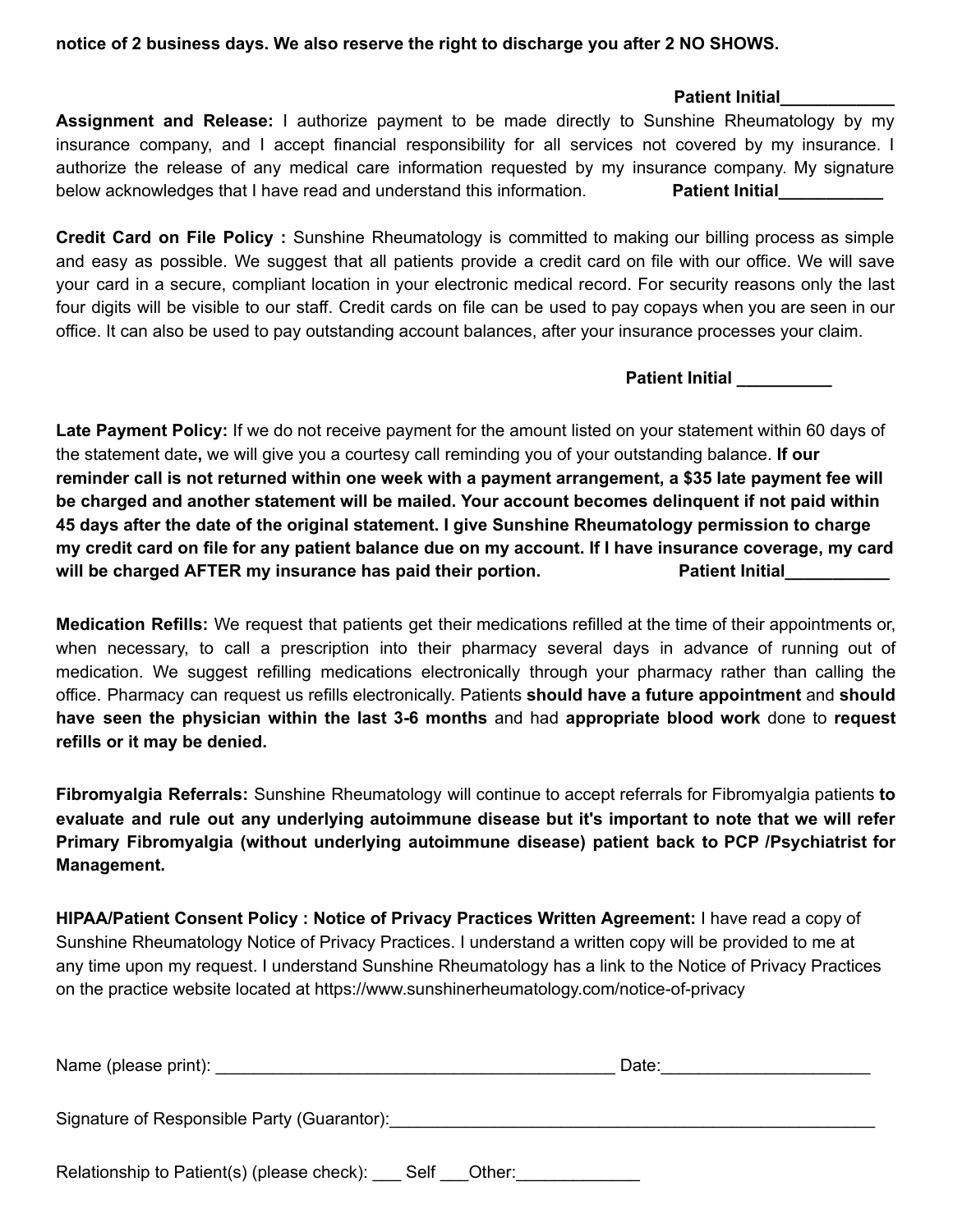**notice of 2 business days. We also reserve the right to discharge you after 2 NO SHOWS.**

**Patient Initial____________**

**Assignment and Release:** I authorize payment to be made directly to Sunshine Rheumatology by my insurance company, and I accept financial responsibility for all services not covered by my insurance. I authorize the release of any medical care information requested by my insurance company. My signature below acknowledges that I have read and understand this information. **Patient Initial___________**

**Credit Card on File Policy :** Sunshine Rheumatology is committed to making our billing process as simple and easy as possible. We suggest that all patients provide a credit card on file with our office. We will save your card in a secure, compliant location in your electronic medical record. For security reasons only the last four digits will be visible to our staff. Credit cards on file can be used to pay copays when you are seen in our office. It can also be used to pay outstanding account balances, after your insurance processes your claim.

**Patient Initial __________**

**Late Payment Policy:** If we do not receive payment for the amount listed on your statement within 60 days of the statement date**,** we will give you a courtesy call reminding you of your outstanding balance. **If our reminder call is not returned within one week with a payment arrangement, a $35 late payment fee will be charged and another statement will be mailed. Your account becomes delinquent if not paid within 45 days after the date of the original statement. I give Sunshine Rheumatology permission to charge my credit card on file for any patient balance due on my account. If I have insurance coverage, my card will be charged AFTER my insurance has paid their portion.** **Patient Initial___________**

**Medication Refills:** We request that patients get their medications refilled at the time of their appointments or, when necessary, to call a prescription into their pharmacy several days in advance of running out of medication. We suggest refilling medications electronically through your pharmacy rather than calling the office. Pharmacy can request us refills electronically. Patients **should have a future appointment** and **should have seen the physician within the last 3-6 months** and had **appropriate blood work** done to **request refills or it may be denied.**

**Fibromyalgia Referrals:** Sunshine Rheumatology will continue to accept referrals for Fibromyalgia patients **to evaluate and rule out any underlying autoimmune disease but it's important to note that we will refer Primary Fibromyalgia (without underlying autoimmune disease) patient back to PCP /Psychiatrist for Management.**

**HIPAA/Patient Consent Policy : Notice of Privacy Practices Written Agreement:** I have read a copy of Sunshine Rheumatology Notice of Privacy Practices. I understand a written copy will be provided to me at any time upon my request. I understand Sunshine Rheumatology has a link to the Notice of Privacy Practices on the practice website located at https://www.sunshinerheumatology.com/notice-of-privacy

Name (please print): ___________________________________________ Date:______________________

Signature of Responsible Party (Guarantor):______________________________________________________

Relationship to Patient(s) (please check): ___ Self ___Other:_____________